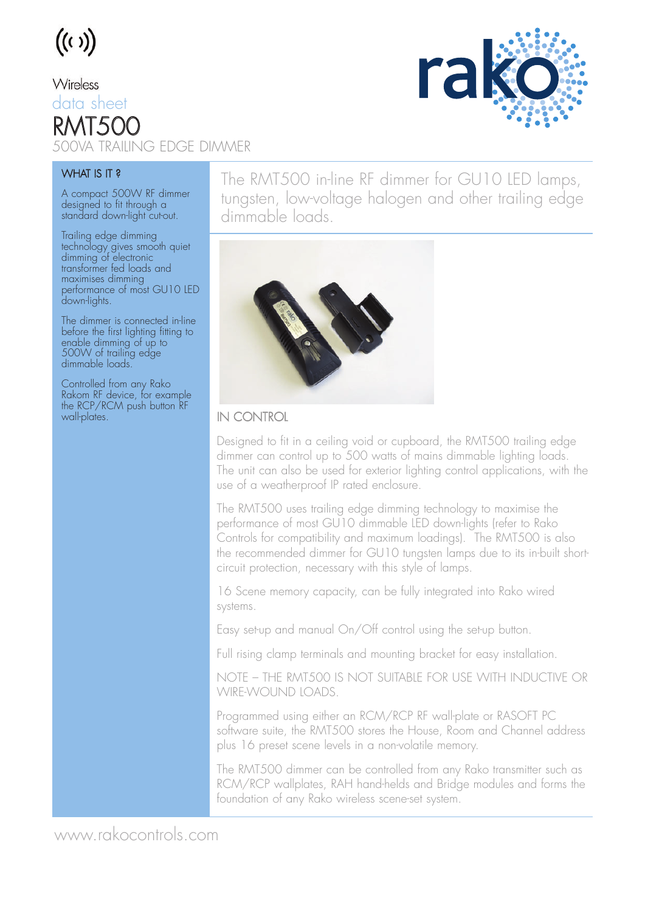Wireless

data sheet

# RMT500

## 500VA TRAILING EDGE DIMMER

### WHAT IS IT ?

A compact 500W RF dimmer designed to fit through a standard down-light cut-out.

Trailing edge dimming technology gives smooth quiet dimming of electronic transformer fed loads and maximises dimming performance of most GU10 LED down-lights.

The dimmer is connected in-line before the first lighting fitting to enable dimming of up to 500W of trailing edge dimmable loads.

Controlled from any Rako Rakom RF device, for example the RCP/RCM push button RF wall-plates.

The RMT500 in-line RF dimmer for GU10 LED lamps, tungsten, low-voltage halogen and other trailing edge dimmable loads.

### IN CONTROL

Designed to fit in a ceiling void or cupboard, the RMT500 trailing edge dimmer can control up to 500 watts of mains dimmable lighting loads. The unit can also be used for exterior lighting control applications, with the use of a weatherproof IP rated enclosure.

The RMT500 uses trailing edge dimming technology to maximise the performance of most GU10 dimmable LED down-lights (refer to Rako Controls for compatibility and maximum loadings). The RMT500 is also the recommended dimmer for GU10 tungsten lamps due to its in-built short-circuit protection, necessary with this style of lamps.

16 Scene memory capacity, can be fully integrated into Rako wired systems.

Easy set-up and manual On/Off control using the set-up button.

Full rising clamp terminals and mounting bracket for easy installation.

NOTE – THE RMT500 IS NOT SUITABLE FOR USE WITH INDUCTIVE OR WIRE-WOUND LOADS.

Programmed using either an RCM/RCP RF wall-plate or RASOFT PC software suite, the RMT500 stores the House, Room and Channel address plus 16 preset scene levels in a non-volatile memory.

The RMT500 dimmer can be controlled from any Rako transmitter such as RCM/RCP wallplates, RAH hand-helds and Bridge modules and forms the foundation of any Rako wireless scene-set system.

www.rakocontrols.com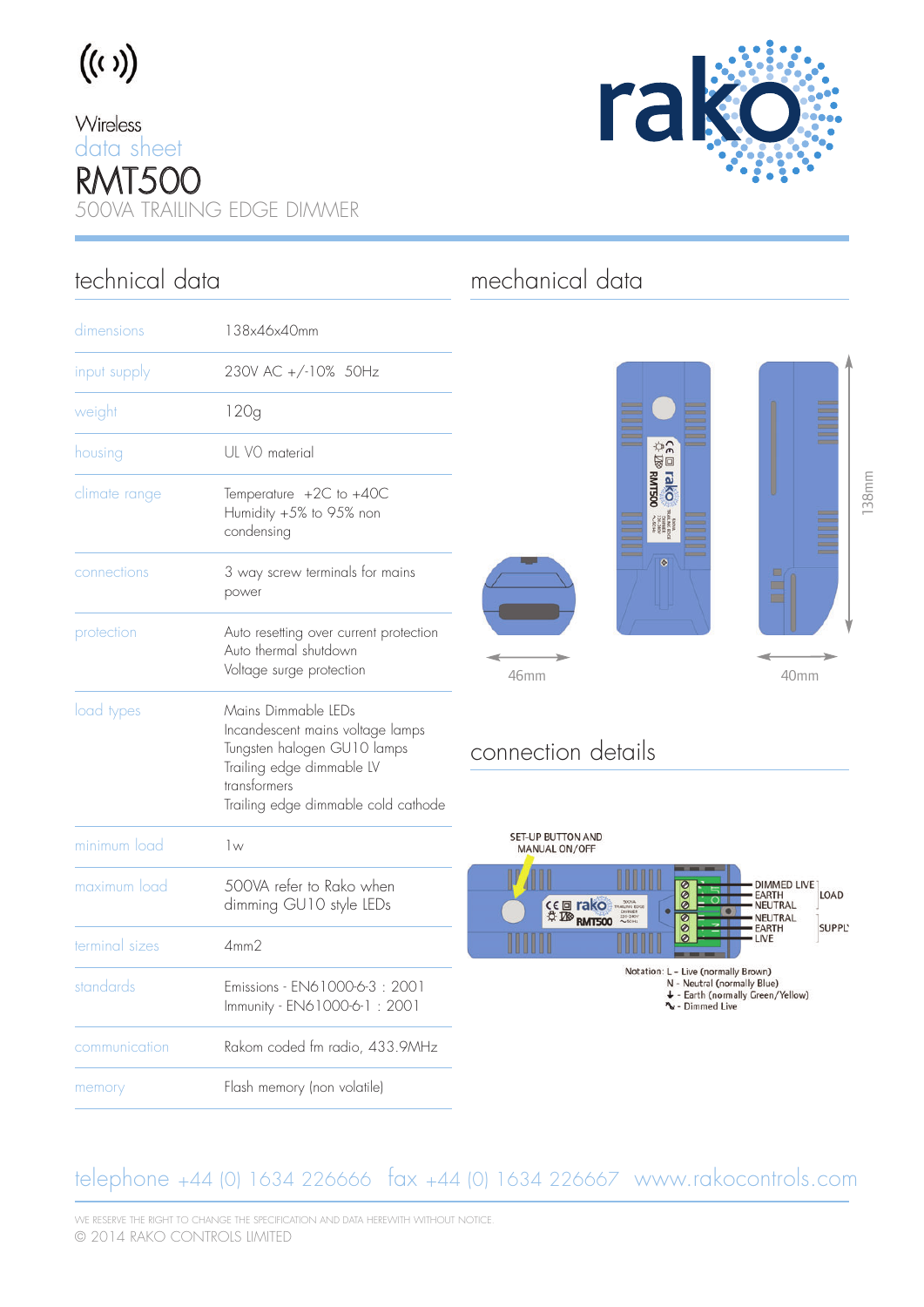Wireless
data sheet

# RMT500

500VA TRAILING EDGE DIMMER

## technical data

| | |
|---|---|
| dimensions | 138x46x40mm |
| input supply | 230V AC +/-10% 50Hz |
| weight | 120g |
| housing | UL V0 material |
| climate range | Temperature +2C to +40C<br>Humidity +5% to 95% non condensing |
| connections | 3 way screw terminals for mains power |
| protection | Auto resetting over current protection<br>Auto thermal shutdown<br>Voltage surge protection |
| load types | Mains Dimmable LEDs<br>Incandescent mains voltage lamps<br>Tungsten halogen GU10 lamps<br>Trailing edge dimmable LV transformers<br>Trailing edge dimmable cold cathode |
| minimum load | 1w |
| maximum load | 500VA refer to Rako when dimming GU10 style LEDs |
| terminal sizes | 4mm2 |
| standards | Emissions - EN61000-6-3 : 2001<br>Immunity - EN61000-6-1 : 2001 |
| communication | Rakom coded fm radio, 433.9MHz |
| memory | Flash memory (non volatile) |

## mechanical data

46mm

40mm

138mm

## connection details

SET-UP BUTTON AND MANUAL ON/OFF

DIMMED LIVE
EARTH
NEUTRAL
LOAD

NEUTRAL
EARTH
LIVE
SUPPLY

Notation: L - Live (normally Brown)
N - Neutral (normally Blue)
⏚ - Earth (normally Green/Yellow)
∿ - Dimmed Live

telephone +44 (0) 1634 226666 fax +44 (0) 1634 226667 www.rakocontrols.com

WE RESERVE THE RIGHT TO CHANGE THE SPECIFICATION AND DATA HEREWITH WITHOUT NOTICE.
© 2014 RAKO CONTROLS LIMITED